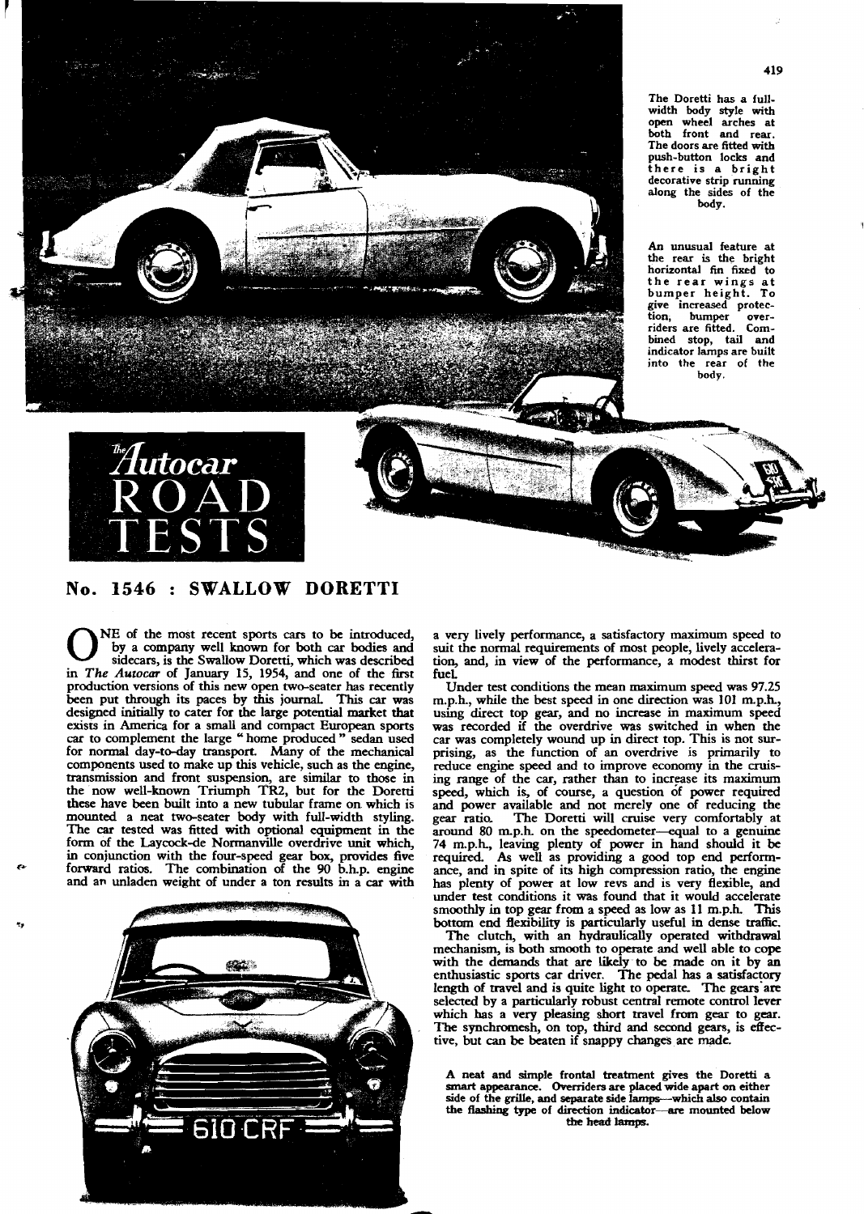The Doretti has a full-width body style with open wheel arches at both front and rear. The doors are fitted with push-button locks and there is a bright decorative strip running along the sides of the body.

An unusual feature at the rear is the bright horizontal fin fixed to the rear wings at bumper height. To give increased protection, bumper over-riders are fitted. Combined stop, tail and indicator lamps are built into the rear of the body.

*The Autocar* ROAD TESTS

## No. 1546 : SWALLOW DORETTI

ONE of the most recent sports cars to be introduced, by a company well known for both car bodies and sidecars, is the Swallow Doretti, which was described in *The Autocar* of January 15, 1954, and one of the first production versions of this new open two-seater has recently been put through its paces by this journal. This car was designed initially to cater for the large potential market that exists in America for a small and compact European sports car to complement the large "home produced" sedan used for normal day-to-day transport. Many of the mechanical components used to make up this vehicle, such as the engine, transmission and front suspension, are similar to those in the now well-known Triumph TR2, but for the Doretti these have been built into a new tubular frame on which is mounted a neat two-seater body with full-width styling. The car tested was fitted with optional equipment in the form of the Laycock-de Normanville overdrive unit which, in conjunction with the four-speed gear box, provides five forward ratios. The combination of the 90 b.h.p. engine and an unladen weight of under a ton results in a car with a very lively performance, a satisfactory maximum speed to suit the normal requirements of most people, lively acceleration, and, in view of the performance, a modest thirst for fuel.

Under test conditions the mean maximum speed was 97.25 m.p.h., while the best speed in one direction was 101 m.p.h., using direct top gear, and no increase in maximum speed was recorded if the overdrive was switched in when the car was completely wound up in direct top. This is not surprising, as the function of an overdrive is primarily to reduce engine speed and to improve economy in the cruising range of the car, rather than to increase its maximum speed, which is, of course, a question of power required and power available and not merely one of reducing the gear ratio. The Doretti will cruise very comfortably at around 80 m.p.h. on the speedometer—equal to a genuine 74 m.p.h., leaving plenty of power in hand should it be required. As well as providing a good top end performance, and in spite of its high compression ratio, the engine has plenty of power at low revs and is very flexible, and under test conditions it was found that it would accelerate smoothly in top gear from a speed as low as 11 m.p.h. This bottom end flexibility is particularly useful in dense traffic.

The clutch, with an hydraulically operated withdrawal mechanism, is both smooth to operate and well able to cope with the demands that are likely to be made on it by an enthusiastic sports car driver. The pedal has a satisfactory length of travel and is quite light to operate. The gears are selected by a particularly robust central remote control lever which has a very pleasing short travel from gear to gear. The synchromesh, on top, third and second gears, is effective, but can be beaten if snappy changes are made.

A neat and simple frontal treatment gives the Doretti a smart appearance. Overriders are placed wide apart on either side of the grille, and separate side lamps—which also contain the flashing type of direction indicator—are mounted below the head lamps.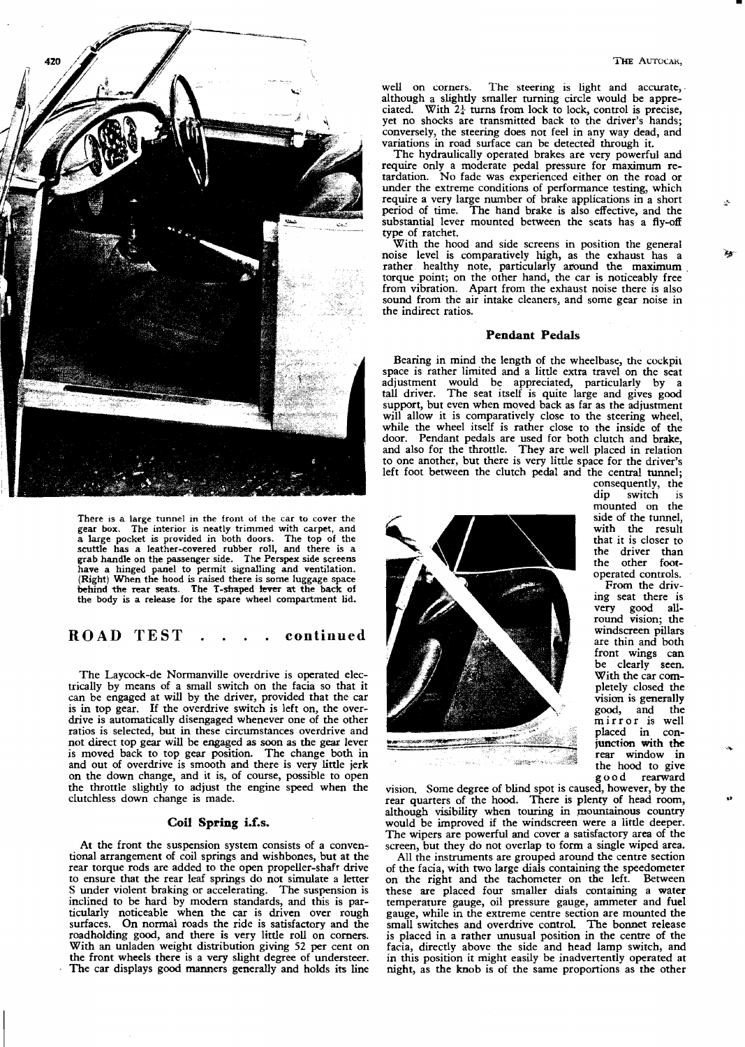There is a large tunnel in the front of the car to cover the gear box. The interior is neatly trimmed with carpet, and a large pocket is provided in both doors. The top of the scuttle has a leather-covered rubber roll, and there is a grab handle on the passenger side. The Perspex side screens have a hinged panel to permit signalling and ventilation. (Right) When the hood is raised there is some luggage space behind the rear seats. The T-shaped lever at the back of the body is a release for the spare wheel compartment lid.

## ROAD TEST . . . . continued

The Laycock-de Normanville overdrive is operated electrically by means of a small switch on the facia so that it can be engaged at will by the driver, provided that the car is in top gear. If the overdrive switch is left on, the overdrive is automatically disengaged whenever one of the other ratios is selected, but in these circumstances overdrive and not direct top gear will be engaged as soon as the gear lever is moved back to top gear position. The change both in and out of overdrive is smooth and there is very little jerk on the down change, and it is, of course, possible to open the throttle slightly to adjust the engine speed when the clutchless down change is made.

### Coil Spring i.f.s.

At the front the suspension system consists of a conventional arrangement of coil springs and wishbones, but at the rear torque rods are added to the open propeller-shaft drive to ensure that the rear leaf springs do not simulate a letter S under violent braking or accelerating. The suspension is inclined to be hard by modern standards, and this is particularly noticeable when the car is driven over rough surfaces. On normal roads the ride is satisfactory and the roadholding good, and there is very little roll on corners. With an unladen weight distribution giving 52 per cent on the front wheels there is a very slight degree of understeer. The car displays good manners generally and holds its line well on corners. The steering is light and accurate, although a slightly smaller turning circle would be appreciated. With 2¼ turns from lock to lock, control is precise, yet no shocks are transmitted back to the driver's hands; conversely, the steering does not feel in any way dead, and variations in road surface can be detected through it.

The hydraulically operated brakes are very powerful and require only a moderate pedal pressure for maximum retardation. No fade was experienced either on the road or under the extreme conditions of performance testing, which require a very large number of brake applications in a short period of time. The hand brake is also effective, and the substantial lever mounted between the seats has a fly-off type of ratchet.

With the hood and side screens in position the general noise level is comparatively high, as the exhaust has a rather healthy note, particularly around the maximum torque point; on the other hand, the car is noticeably free from vibration. Apart from the exhaust noise there is also sound from the air intake cleaners, and some gear noise in the indirect ratios.

### Pendant Pedals

Bearing in mind the length of the wheelbase, the cockpit space is rather limited and a little extra travel on the seat adjustment would be appreciated, particularly by a tall driver. The seat itself is quite large and gives good support, but even when moved back as far as the adjustment will allow it is comparatively close to the steering wheel, while the wheel itself is rather close to the inside of the door. Pendant pedals are used for both clutch and brake, and also for the throttle. They are well placed in relation to one another, but there is very little space for the driver's left foot between the clutch pedal and the central tunnel; consequently, the dip switch is mounted on the side of the tunnel, with the result that it is closer to the driver than the other foot-operated controls.

From the driving seat there is very good all-round vision; the windscreen pillars are thin and both front wings can be clearly seen. With the car completely closed the vision is generally good, and the mirror is well placed in conjunction with the rear window in the hood to give good rearward vision. Some degree of blind spot is caused, however, by the rear quarters of the hood. There is plenty of head room, although visibility when touring in mountainous country would be improved if the windscreen were a little deeper. The wipers are powerful and cover a satisfactory area of the screen, but they do not overlap to form a single wiped area.

All the instruments are grouped around the centre section of the facia, with two large dials containing the speedometer on the right and the tachometer on the left. Between these are placed four smaller dials containing a water temperature gauge, oil pressure gauge, ammeter and fuel gauge, while in the extreme centre section are mounted the small switches and overdrive control. The bonnet release is placed in a rather unusual position in the centre of the facia, directly above the side and head lamp switch, and in this position it might easily be inadvertently operated at night, as the knob is of the same proportions as the other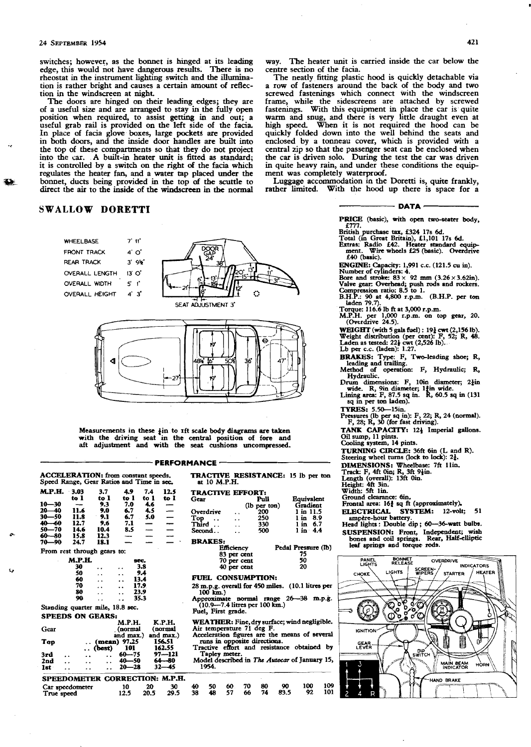switches; however, as the bonnet is hinged at its leading edge, this would not have dangerous results. There is no rheostat in the instrument lighting switch and the illumination is rather bright and causes a certain amount of reflection in the windscreen at night.

The doors are hinged on their leading edges; they are of a useful size and are arranged to stay in the fully open position when required, to assist getting in and out; a useful grab rail is provided on the left side of the facia. In place of facia glove boxes, large pockets are provided in both doors, and the inside door handles are built into the top of these compartments so that they do not project into the car. A built-in heater unit is fitted as standard; it is controlled by a switch on the right of the facia which regulates the heater fan, and a water tap placed under the bonnet, ducts being provided in the top of the scuttle to direct the air to the inside of the windscreen in the normal way. The heater unit is carried inside the car below the centre section of the facia.

The neatly fitting plastic hood is quickly detachable via a row of fasteners around the back of the body and two screwed fastenings which connect with the windscreen frame, while the sidescreens are attached by screwed fastenings. With this equipment in place the car is quite warm and snug, and there is very little draught even at high speed. When it is not required the hood can be quickly folded down into the well behind the seats and enclosed by a tonneau cover, which is provided with a central zip so that the passenger seat can be enclosed when the car is driven solo. During the test the car was driven in quite heavy rain, and under these conditions the equipment was completely waterproof.

Luggage accommodation in the Doretti is, quite frankly, rather limited. With the hood up there is space for a

## SWALLOW DORETTI

WHEELBASE 7' 11"
FRONT TRACK 4' 0"
REAR TRACK 3' 9½"
OVERALL LENGTH 13' 0"
OVERALL WIDTH 5' 1"
OVERALL HEIGHT 4' 3"

DOOR GAP 24" 38" 20" 15" 13" 11" 6" 13" 18" 21" 8" 12" 31"
SEAT ADJUSTMENT 3"

19" 48½" 6" 50½" 36" 47" 27" 19"

Measurements in these ¼in to 1ft scale body diagrams are taken with the driving seat in the central position of fore and aft adjustment and with the seat cushions uncompressed.

## PERFORMANCE

**ACCELERATION:** from constant speeds. Speed Range, Gear Ratios and Time in sec.

| M.P.H. | 3.03 to 1 | 3.7 to 1 | 4.9 to 1 | 7.4 to 1 | 12.5 to 1 |
|---|---|---|---|---|---|
| 10—30 | — | 9.3 | 7.0 | 4.6 | — |
| 20—40 | 11.6 | 9.0 | 6.7 | 4.5 | — |
| 30—50 | 11.8 | 9.1 | 6.7 | 5.0 | — |
| 40—60 | 12.7 | 9.6 | 7.1 | — | — |
| 50—70 | 14.6 | 10.4 | 8.5 | — | — |
| 60—80 | 15.8 | 12.3 | — | — | — |
| 70—90 | 24.7 | 18.1 | — | — | — |

From rest through gears to:

| M.P.H. | sec. |
|---|---|
| 30 | 3.8 |
| 50 | 9.4 |
| 60 | 13.4 |
| 70 | 17.9 |
| 80 | 23.9 |
| 90 | 35.3 |

Standing quarter mile, 18.8 sec.

**SPEEDS ON GEARS:**

| Gear | M.P.H. (normal and max.) | K.P.H. (normal and max.) |
|---|---|---|
| Top .. (mean) | 97.25 | 156.51 |
| .. (best) | 101 | 162.55 |
| 3rd | 60—75 | 97—121 |
| 2nd | 40—50 | 64—80 |
| 1st | 20—28 | 32—45 |

**TRACTIVE RESISTANCE:** 15 lb per ton at 10 M.P.H.

**TRACTIVE EFFORT:**

| Gear | Pull (lb per ton) | Equivalent Gradient |
|---|---|---|
| Overdrive | 200 | 1 in 11.5 |
| Top | 250 | 1 in 8.9 |
| Third | 330 | 1 in 6.7 |
| Second | 500 | 1 in 4.4 |

**BRAKES:**

| Efficiency | Pedal Pressure (lb) |
|---|---|
| 83 per cent | 75 |
| 70 per cent | 50 |
| 40 per cent | 20 |

**FUEL CONSUMPTION:**

28 m.p.g. overall for 450 miles. (10.1 litres per 100 km.)

Approximate normal range 26—38 m.p.g. (10.9—7.4 litres per 100 km.)

Fuel, First grade.

**WEATHER:** Fine, dry surface; wind negligible.

Air temperature 71 deg F.

Acceleration figures are the means of several runs in opposite directions.

Tractive effort and resistance obtained by Tapley meter.

Model described in *The Autocar* of January 15, 1954.

**SPEEDOMETER CORRECTION: M.P.H.**

| Car speedometer | 10 | 20 | 30 | 40 | 50 | 60 | 70 | 80 | 90 | 100 | 109 |
|---|---|---|---|---|---|---|---|---|---|---|---|
| True speed | 12.5 | 20.5 | 29.5 | 38 | 48 | 57 | 66 | 74 | 83.5 | 92 | 101 |

## DATA

**PRICE** (basic), with open two-seater body, £777.
British purchase tax, £324 17s 6d.
Total (in Great Britain), £1,101 17s 6d.
Extras: Radio £42. Heater standard equipment. Wire wheels £25 (basic). Overdrive £40 (basic).

**ENGINE:** Capacity: 1,991 c.c. (121.5 cu in).
Number of cylinders: 4.
Bore and stroke: 83 × 92 mm (3.26 × 3.62in).
Valve gear: Overhead; push rods and rockers.
Compression ratio: 8.5 to 1.
B.H.P.: 90 at 4,800 r.p.m. (B.H.P. per ton laden 79.7).
Torque: 116.6 lb ft at 3,000 r.p.m.
M.P.H. per 1,000 r.p.m. on top gear, 20. (Overdrive 24.5).

**WEIGHT** (with 5 gals fuel): 19¼ cwt (2,156 lb).
Weight distribution (per cent): F, 52; R, 48.
Laden as tested: 22½ cwt (2,526 lb).
Lb per c.c. (laden): 1.27.

**BRAKES:** Type: F, Two-leading shoe; R, leading and trailing.
Method of operation: F, Hydraulic; R, Hydraulic.
Drum dimensions: F, 10in diameter; 2¼in wide. R, 9in diameter; 1¾in wide.
Lining area: F, 87.5 sq in. R, 60.5 sq in (131 sq in per ton laden).

**TYRES:** 5.50—15in.
Pressures (lb per sq in): F, 22; R, 24 (normal). F, 28; R, 30 (for fast driving).

**TANK CAPACITY:** 12½ Imperial gallons.
Oil sump, 11 pints.
Cooling system, 14 pints.

**TURNING CIRCLE:** 36ft 6in (L and R).
Steering wheel turns (lock to lock): 2¼.

**DIMENSIONS:** Wheelbase: 7ft 11in.
Track: F, 4ft 0in; R, 3ft 9½in.
Length (overall): 13ft 0in.
Height: 4ft 3in.
Width: 5ft 1in.
Ground clearance: 6in.
Frontal area: 16¼ sq ft (approximately).

**ELECTRICAL SYSTEM:** 12-volt; 51 ampère-hour battery.
Head lights: Double dip; 60—36-watt bulbs.

**SUSPENSION:** Front, Independent; wish bones and coil springs. Rear, Half-elliptic leaf springs and torque rods.

PANEL LIGHTS, BONNET RELEASE, OVERDRIVE, INDICATORS, CHOKE, LIGHTS, SCREEN-WIPERS, STARTER, HEATER, IGNITION, GEAR LEVER, DIP SWITCH, MAIN BEAM INDICATOR, HORN, HAND BRAKE

1 3 2 4 R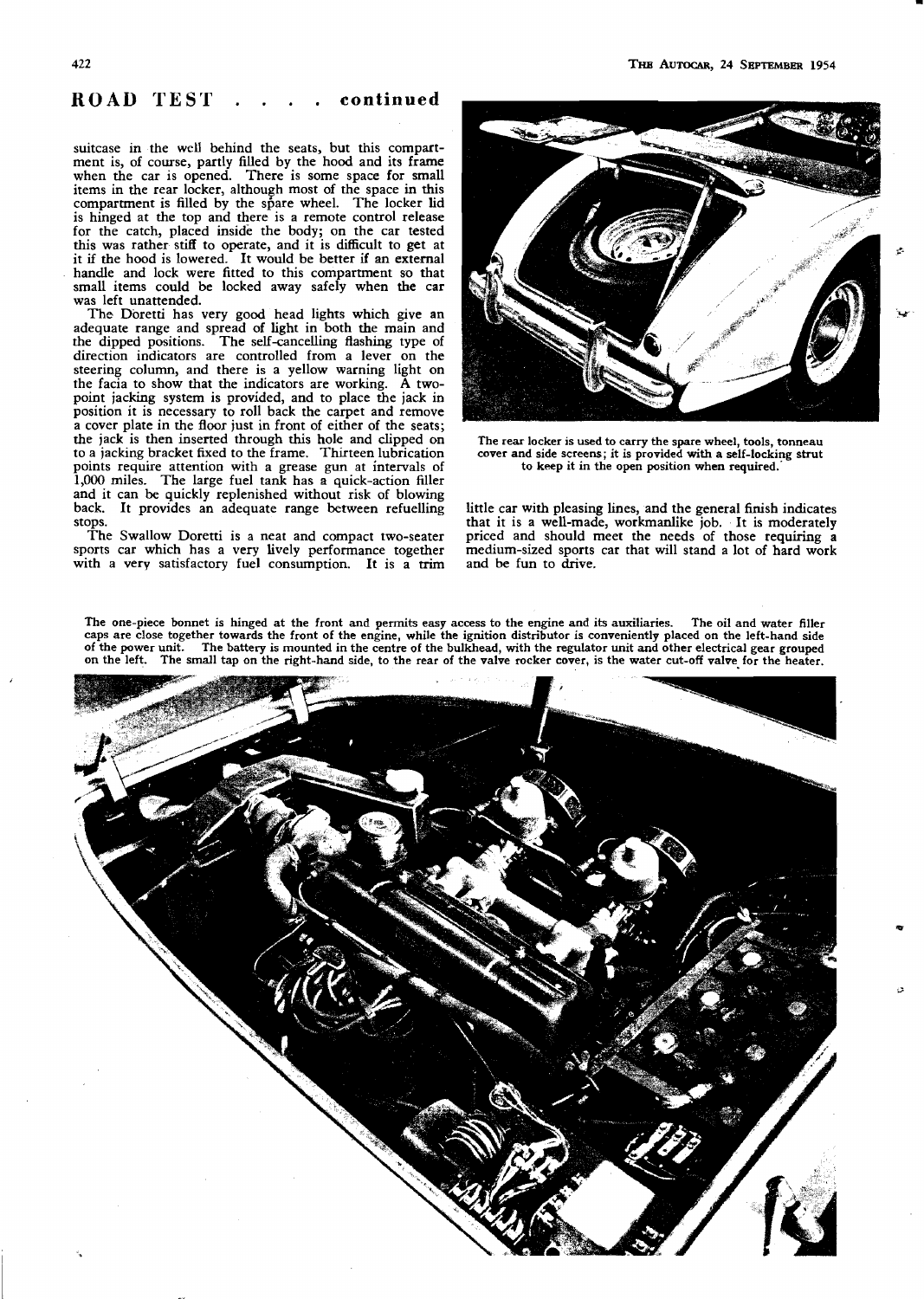## ROAD TEST . . . . continued

suitcase in the well behind the seats, but this compartment is, of course, partly filled by the hood and its frame when the car is opened. There is some space for small items in the rear locker, although most of the space in this compartment is filled by the spare wheel. The locker lid is hinged at the top and there is a remote control release for the catch, placed inside the body; on the car tested this was rather stiff to operate, and it is difficult to get at it if the hood is lowered. It would be better if an external handle and lock were fitted to this compartment so that small items could be locked away safely when the car was left unattended.

The Doretti has very good head lights which give an adequate range and spread of light in both the main and the dipped positions. The self-cancelling flashing type of direction indicators are controlled from a lever on the steering column, and there is a yellow warning light on the facia to show that the indicators are working. A two-point jacking system is provided, and to place the jack in position it is necessary to roll back the carpet and remove a cover plate in the floor just in front of either of the seats; the jack is then inserted through this hole and clipped on to a jacking bracket fixed to the frame. Thirteen lubrication points require attention with a grease gun at intervals of 1,000 miles. The large fuel tank has a quick-action filler and it can be quickly replenished without risk of blowing back. It provides an adequate range between refuelling stops.

The Swallow Doretti is a neat and compact two-seater sports car which has a very lively performance together with a very satisfactory fuel consumption. It is a trim little car with pleasing lines, and the general finish indicates that it is a well-made, workmanlike job. It is moderately priced and should meet the needs of those requiring a medium-sized sports car that will stand a lot of hard work and be fun to drive.

The rear locker is used to carry the spare wheel, tools, tonneau cover and side screens; it is provided with a self-locking strut to keep it in the open position when required.

The one-piece bonnet is hinged at the front and permits easy access to the engine and its auxiliaries. The oil and water filler caps are close together towards the front of the engine, while the ignition distributor is conveniently placed on the left-hand side of the power unit. The battery is mounted in the centre of the bulkhead, with the regulator unit and other electrical gear grouped on the left. The small tap on the right-hand side, to the rear of the valve rocker cover, is the water cut-off valve for the heater.